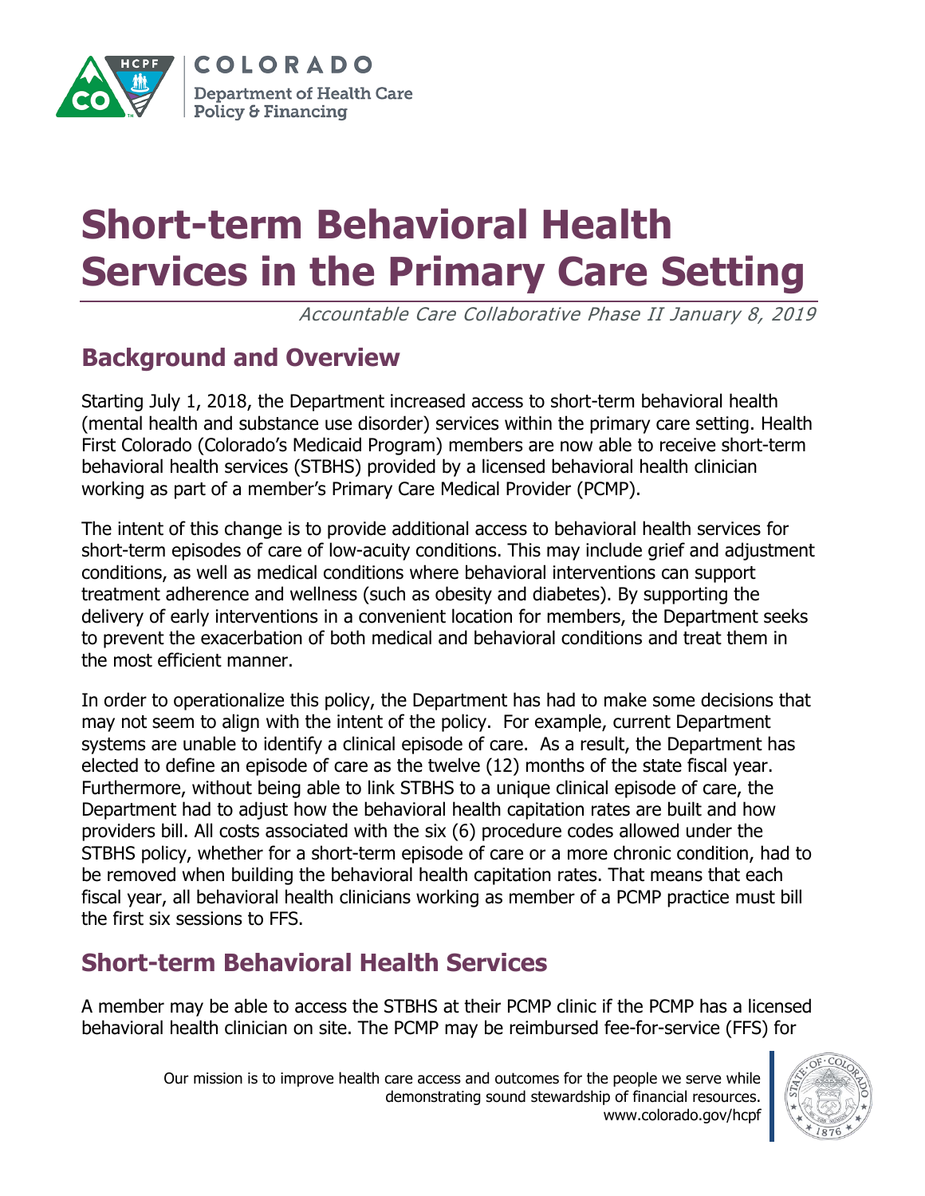COLORADO
Department of Health Care Policy & Financing

# Short-term Behavioral Health Services in the Primary Care Setting

*Accountable Care Collaborative Phase II January 8, 2019*

## Background and Overview

Starting July 1, 2018, the Department increased access to short-term behavioral health (mental health and substance use disorder) services within the primary care setting. Health First Colorado (Colorado's Medicaid Program) members are now able to receive short-term behavioral health services (STBHS) provided by a licensed behavioral health clinician working as part of a member's Primary Care Medical Provider (PCMP).

The intent of this change is to provide additional access to behavioral health services for short-term episodes of care of low-acuity conditions. This may include grief and adjustment conditions, as well as medical conditions where behavioral interventions can support treatment adherence and wellness (such as obesity and diabetes). By supporting the delivery of early interventions in a convenient location for members, the Department seeks to prevent the exacerbation of both medical and behavioral conditions and treat them in the most efficient manner.

In order to operationalize this policy, the Department has had to make some decisions that may not seem to align with the intent of the policy. For example, current Department systems are unable to identify a clinical episode of care. As a result, the Department has elected to define an episode of care as the twelve (12) months of the state fiscal year. Furthermore, without being able to link STBHS to a unique clinical episode of care, the Department had to adjust how the behavioral health capitation rates are built and how providers bill. All costs associated with the six (6) procedure codes allowed under the STBHS policy, whether for a short-term episode of care or a more chronic condition, had to be removed when building the behavioral health capitation rates. That means that each fiscal year, all behavioral health clinicians working as member of a PCMP practice must bill the first six sessions to FFS.

## Short-term Behavioral Health Services

A member may be able to access the STBHS at their PCMP clinic if the PCMP has a licensed behavioral health clinician on site. The PCMP may be reimbursed fee-for-service (FFS) for

Our mission is to improve health care access and outcomes for the people we serve while demonstrating sound stewardship of financial resources.
www.colorado.gov/hcpf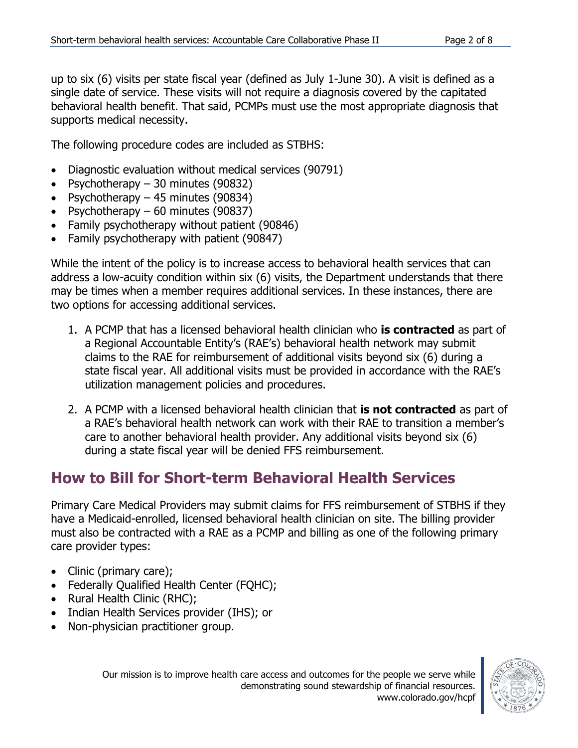up to six (6) visits per state fiscal year (defined as July 1-June 30). A visit is defined as a single date of service. These visits will not require a diagnosis covered by the capitated behavioral health benefit. That said, PCMPs must use the most appropriate diagnosis that supports medical necessity.

The following procedure codes are included as STBHS:

- Diagnostic evaluation without medical services (90791)
- Psychotherapy – 30 minutes (90832)
- Psychotherapy – 45 minutes (90834)
- Psychotherapy – 60 minutes (90837)
- Family psychotherapy without patient (90846)
- Family psychotherapy with patient (90847)

While the intent of the policy is to increase access to behavioral health services that can address a low-acuity condition within six (6) visits, the Department understands that there may be times when a member requires additional services. In these instances, there are two options for accessing additional services.

1. A PCMP that has a licensed behavioral health clinician who **is contracted** as part of a Regional Accountable Entity's (RAE's) behavioral health network may submit claims to the RAE for reimbursement of additional visits beyond six (6) during a state fiscal year. All additional visits must be provided in accordance with the RAE's utilization management policies and procedures.

2. A PCMP with a licensed behavioral health clinician that **is not contracted** as part of a RAE's behavioral health network can work with their RAE to transition a member's care to another behavioral health provider. Any additional visits beyond six (6) during a state fiscal year will be denied FFS reimbursement.

## How to Bill for Short-term Behavioral Health Services

Primary Care Medical Providers may submit claims for FFS reimbursement of STBHS if they have a Medicaid-enrolled, licensed behavioral health clinician on site. The billing provider must also be contracted with a RAE as a PCMP and billing as one of the following primary care provider types:

- Clinic (primary care);
- Federally Qualified Health Center (FQHC);
- Rural Health Clinic (RHC);
- Indian Health Services provider (IHS); or
- Non-physician practitioner group.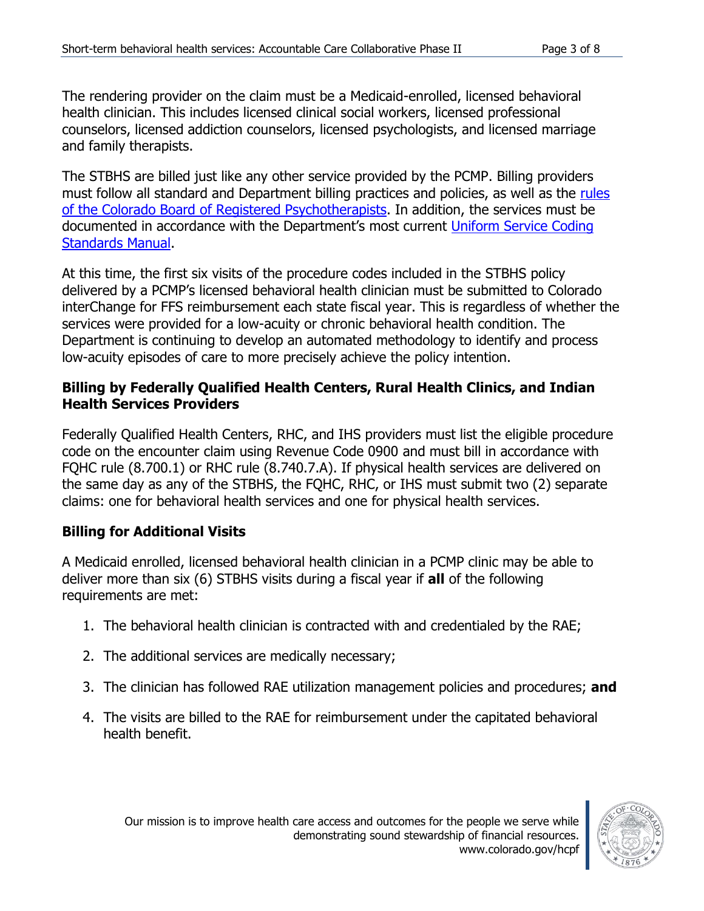The rendering provider on the claim must be a Medicaid-enrolled, licensed behavioral health clinician. This includes licensed clinical social workers, licensed professional counselors, licensed addiction counselors, licensed psychologists, and licensed marriage and family therapists.

The STBHS are billed just like any other service provided by the PCMP. Billing providers must follow all standard and Department billing practices and policies, as well as the rules of the Colorado Board of Registered Psychotherapists. In addition, the services must be documented in accordance with the Department's most current Uniform Service Coding Standards Manual.

At this time, the first six visits of the procedure codes included in the STBHS policy delivered by a PCMP's licensed behavioral health clinician must be submitted to Colorado interChange for FFS reimbursement each state fiscal year. This is regardless of whether the services were provided for a low-acuity or chronic behavioral health condition. The Department is continuing to develop an automated methodology to identify and process low-acuity episodes of care to more precisely achieve the policy intention.

### Billing by Federally Qualified Health Centers, Rural Health Clinics, and Indian Health Services Providers

Federally Qualified Health Centers, RHC, and IHS providers must list the eligible procedure code on the encounter claim using Revenue Code 0900 and must bill in accordance with FQHC rule (8.700.1) or RHC rule (8.740.7.A). If physical health services are delivered on the same day as any of the STBHS, the FQHC, RHC, or IHS must submit two (2) separate claims: one for behavioral health services and one for physical health services.

### Billing for Additional Visits

A Medicaid enrolled, licensed behavioral health clinician in a PCMP clinic may be able to deliver more than six (6) STBHS visits during a fiscal year if **all** of the following requirements are met:

1. The behavioral health clinician is contracted with and credentialed by the RAE;
2. The additional services are medically necessary;
3. The clinician has followed RAE utilization management policies and procedures; **and**
4. The visits are billed to the RAE for reimbursement under the capitated behavioral health benefit.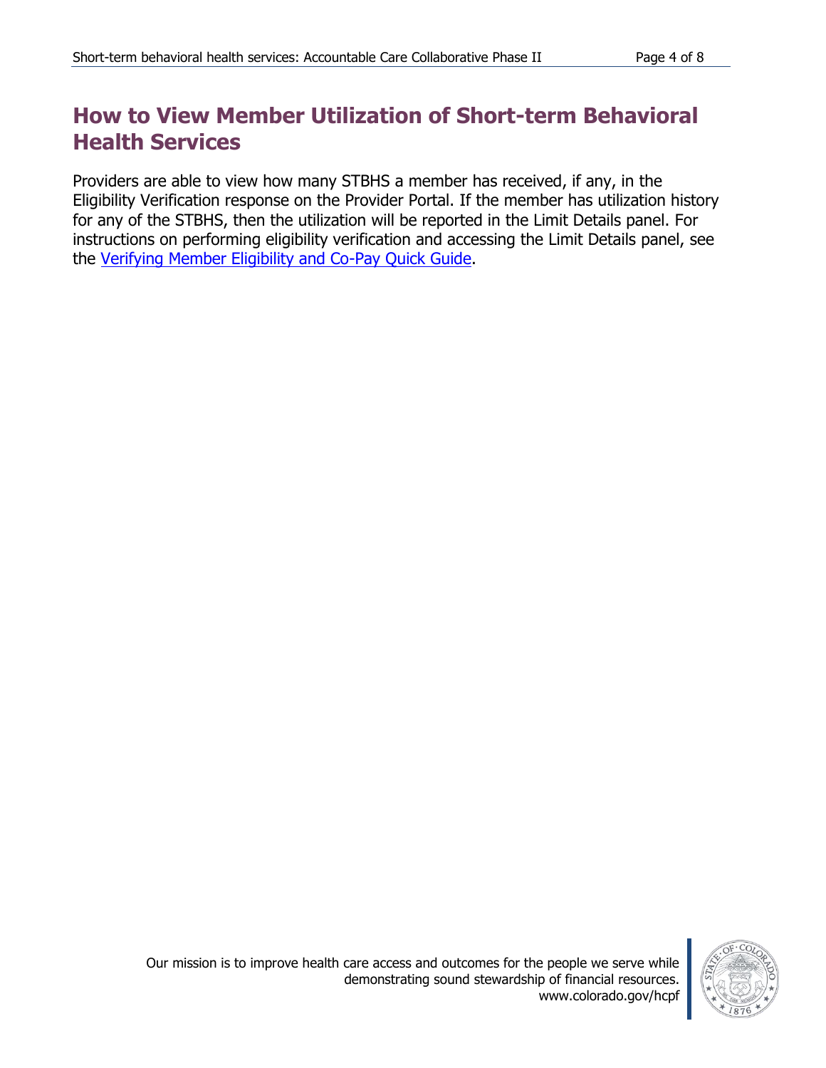## How to View Member Utilization of Short-term Behavioral Health Services

Providers are able to view how many STBHS a member has received, if any, in the Eligibility Verification response on the Provider Portal. If the member has utilization history for any of the STBHS, then the utilization will be reported in the Limit Details panel. For instructions on performing eligibility verification and accessing the Limit Details panel, see the Verifying Member Eligibility and Co-Pay Quick Guide.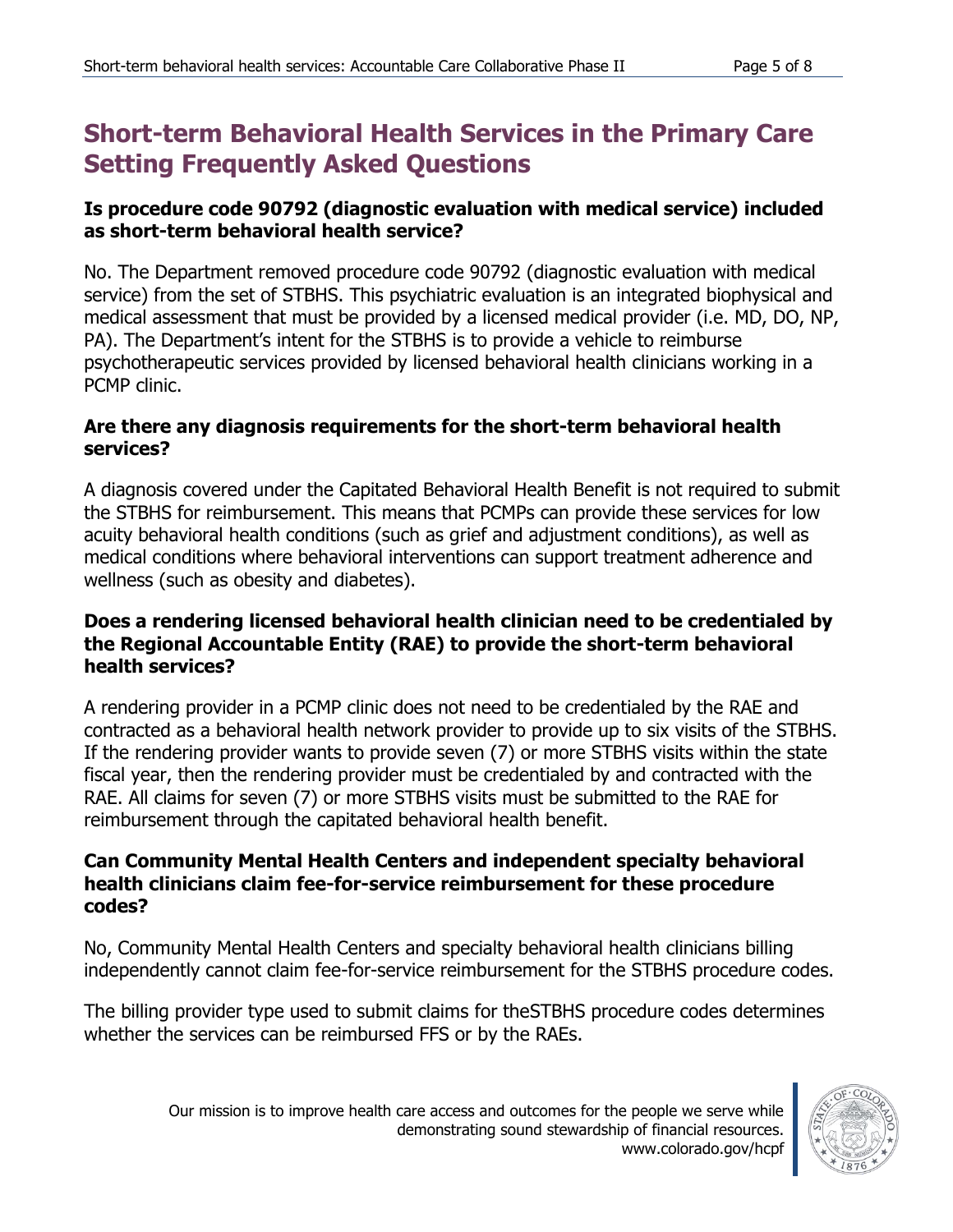## Short-term Behavioral Health Services in the Primary Care Setting Frequently Asked Questions

**Is procedure code 90792 (diagnostic evaluation with medical service) included as short-term behavioral health service?**

No. The Department removed procedure code 90792 (diagnostic evaluation with medical service) from the set of STBHS. This psychiatric evaluation is an integrated biophysical and medical assessment that must be provided by a licensed medical provider (i.e. MD, DO, NP, PA). The Department's intent for the STBHS is to provide a vehicle to reimburse psychotherapeutic services provided by licensed behavioral health clinicians working in a PCMP clinic.

**Are there any diagnosis requirements for the short-term behavioral health services?**

A diagnosis covered under the Capitated Behavioral Health Benefit is not required to submit the STBHS for reimbursement. This means that PCMPs can provide these services for low acuity behavioral health conditions (such as grief and adjustment conditions), as well as medical conditions where behavioral interventions can support treatment adherence and wellness (such as obesity and diabetes).

**Does a rendering licensed behavioral health clinician need to be credentialed by the Regional Accountable Entity (RAE) to provide the short-term behavioral health services?**

A rendering provider in a PCMP clinic does not need to be credentialed by the RAE and contracted as a behavioral health network provider to provide up to six visits of the STBHS. If the rendering provider wants to provide seven (7) or more STBHS visits within the state fiscal year, then the rendering provider must be credentialed by and contracted with the RAE. All claims for seven (7) or more STBHS visits must be submitted to the RAE for reimbursement through the capitated behavioral health benefit.

**Can Community Mental Health Centers and independent specialty behavioral health clinicians claim fee-for-service reimbursement for these procedure codes?**

No, Community Mental Health Centers and specialty behavioral health clinicians billing independently cannot claim fee-for-service reimbursement for the STBHS procedure codes.

The billing provider type used to submit claims for theSTBHS procedure codes determines whether the services can be reimbursed FFS or by the RAEs.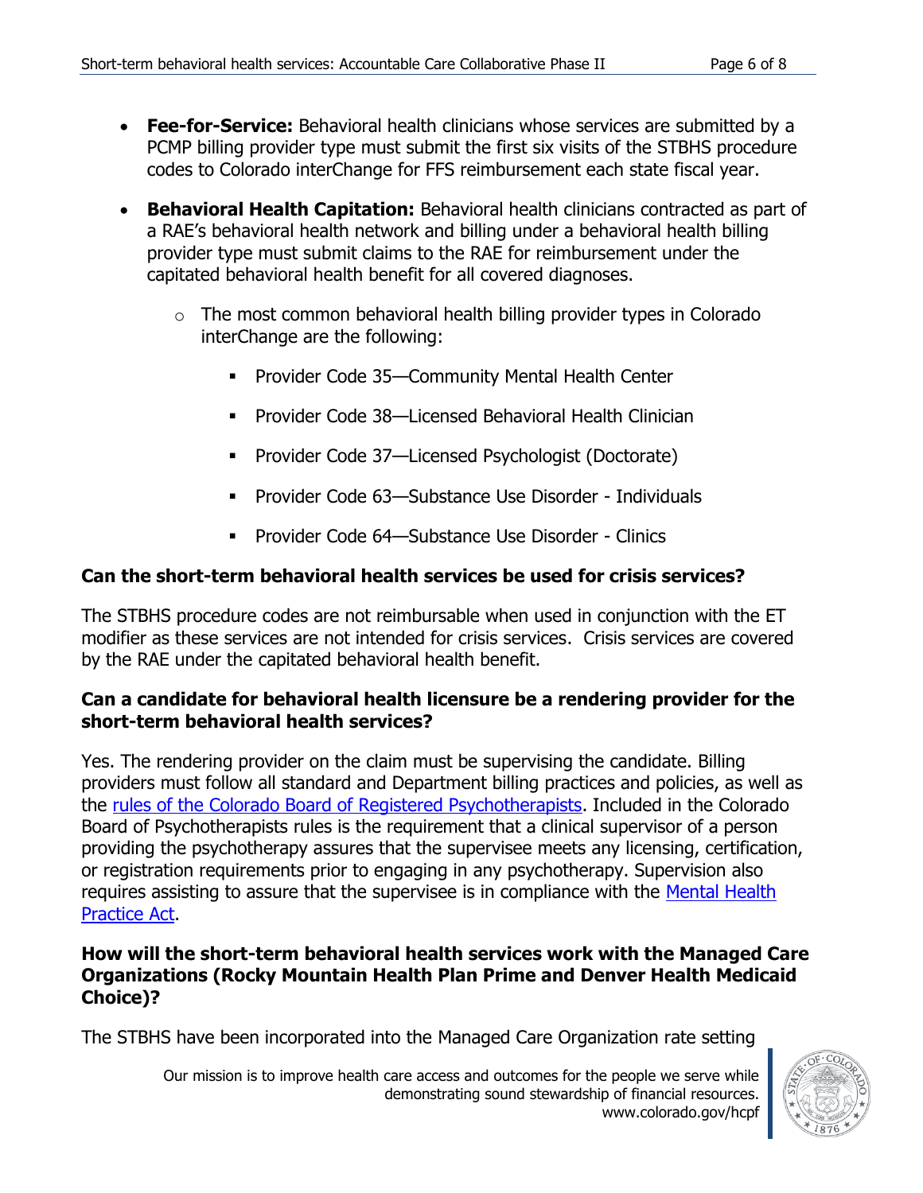- **Fee-for-Service:** Behavioral health clinicians whose services are submitted by a PCMP billing provider type must submit the first six visits of the STBHS procedure codes to Colorado interChange for FFS reimbursement each state fiscal year.
- **Behavioral Health Capitation:** Behavioral health clinicians contracted as part of a RAE's behavioral health network and billing under a behavioral health billing provider type must submit claims to the RAE for reimbursement under the capitated behavioral health benefit for all covered diagnoses.
  - The most common behavioral health billing provider types in Colorado interChange are the following:
    - Provider Code 35—Community Mental Health Center
    - Provider Code 38—Licensed Behavioral Health Clinician
    - Provider Code 37—Licensed Psychologist (Doctorate)
    - Provider Code 63—Substance Use Disorder - Individuals
    - Provider Code 64—Substance Use Disorder - Clinics

### Can the short-term behavioral health services be used for crisis services?

The STBHS procedure codes are not reimbursable when used in conjunction with the ET modifier as these services are not intended for crisis services. Crisis services are covered by the RAE under the capitated behavioral health benefit.

### Can a candidate for behavioral health licensure be a rendering provider for the short-term behavioral health services?

Yes. The rendering provider on the claim must be supervising the candidate. Billing providers must follow all standard and Department billing practices and policies, as well as the rules of the Colorado Board of Registered Psychotherapists. Included in the Colorado Board of Psychotherapists rules is the requirement that a clinical supervisor of a person providing the psychotherapy assures that the supervisee meets any licensing, certification, or registration requirements prior to engaging in any psychotherapy. Supervision also requires assisting to assure that the supervisee is in compliance with the Mental Health Practice Act.

### How will the short-term behavioral health services work with the Managed Care Organizations (Rocky Mountain Health Plan Prime and Denver Health Medicaid Choice)?

The STBHS have been incorporated into the Managed Care Organization rate setting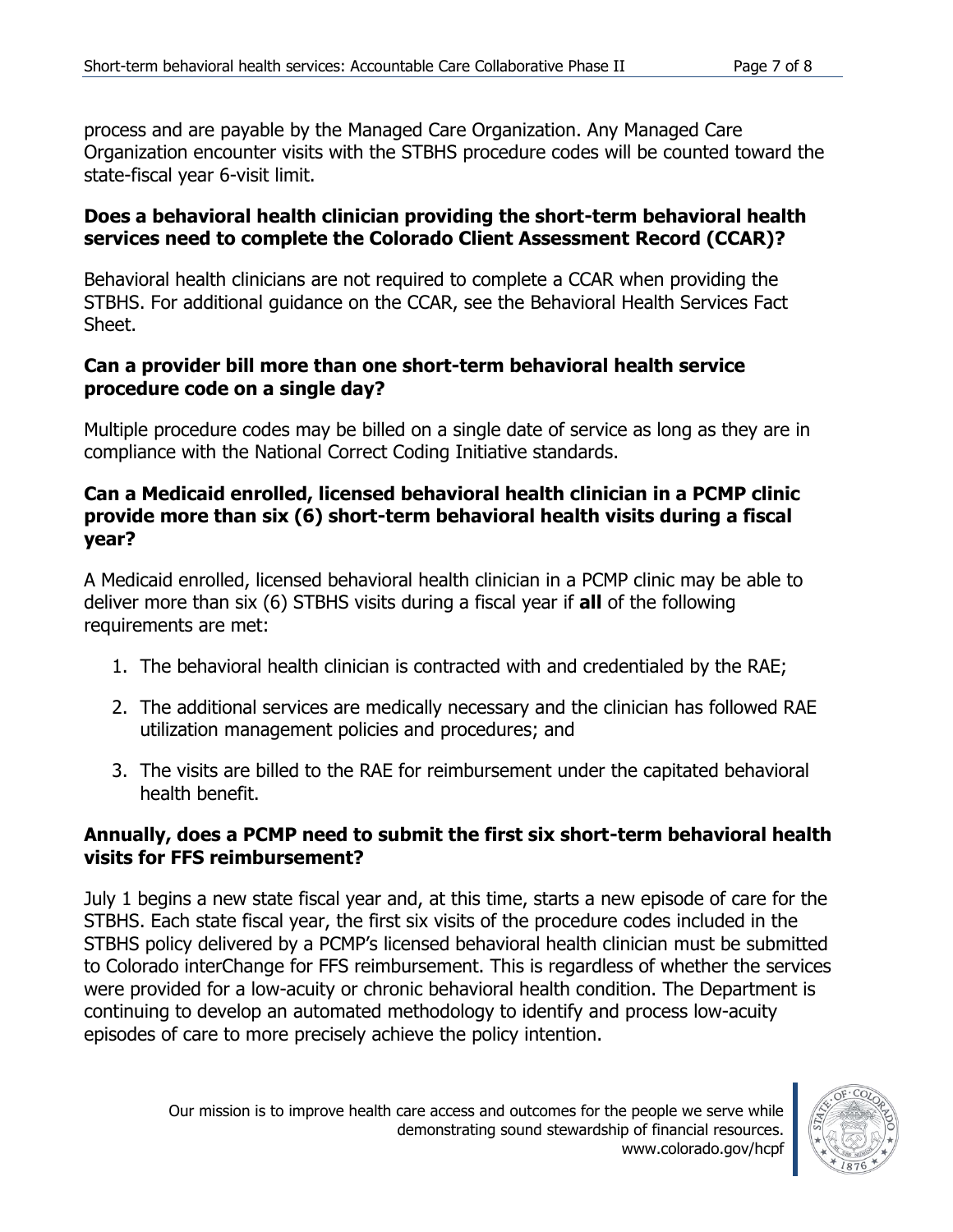process and are payable by the Managed Care Organization. Any Managed Care Organization encounter visits with the STBHS procedure codes will be counted toward the state-fiscal year 6-visit limit.

**Does a behavioral health clinician providing the short-term behavioral health services need to complete the Colorado Client Assessment Record (CCAR)?**

Behavioral health clinicians are not required to complete a CCAR when providing the STBHS. For additional guidance on the CCAR, see the Behavioral Health Services Fact Sheet.

**Can a provider bill more than one short-term behavioral health service procedure code on a single day?**

Multiple procedure codes may be billed on a single date of service as long as they are in compliance with the National Correct Coding Initiative standards.

**Can a Medicaid enrolled, licensed behavioral health clinician in a PCMP clinic provide more than six (6) short-term behavioral health visits during a fiscal year?**

A Medicaid enrolled, licensed behavioral health clinician in a PCMP clinic may be able to deliver more than six (6) STBHS visits during a fiscal year if **all** of the following requirements are met:

1. The behavioral health clinician is contracted with and credentialed by the RAE;
2. The additional services are medically necessary and the clinician has followed RAE utilization management policies and procedures; and
3. The visits are billed to the RAE for reimbursement under the capitated behavioral health benefit.

**Annually, does a PCMP need to submit the first six short-term behavioral health visits for FFS reimbursement?**

July 1 begins a new state fiscal year and, at this time, starts a new episode of care for the STBHS. Each state fiscal year, the first six visits of the procedure codes included in the STBHS policy delivered by a PCMP's licensed behavioral health clinician must be submitted to Colorado interChange for FFS reimbursement. This is regardless of whether the services were provided for a low-acuity or chronic behavioral health condition. The Department is continuing to develop an automated methodology to identify and process low-acuity episodes of care to more precisely achieve the policy intention.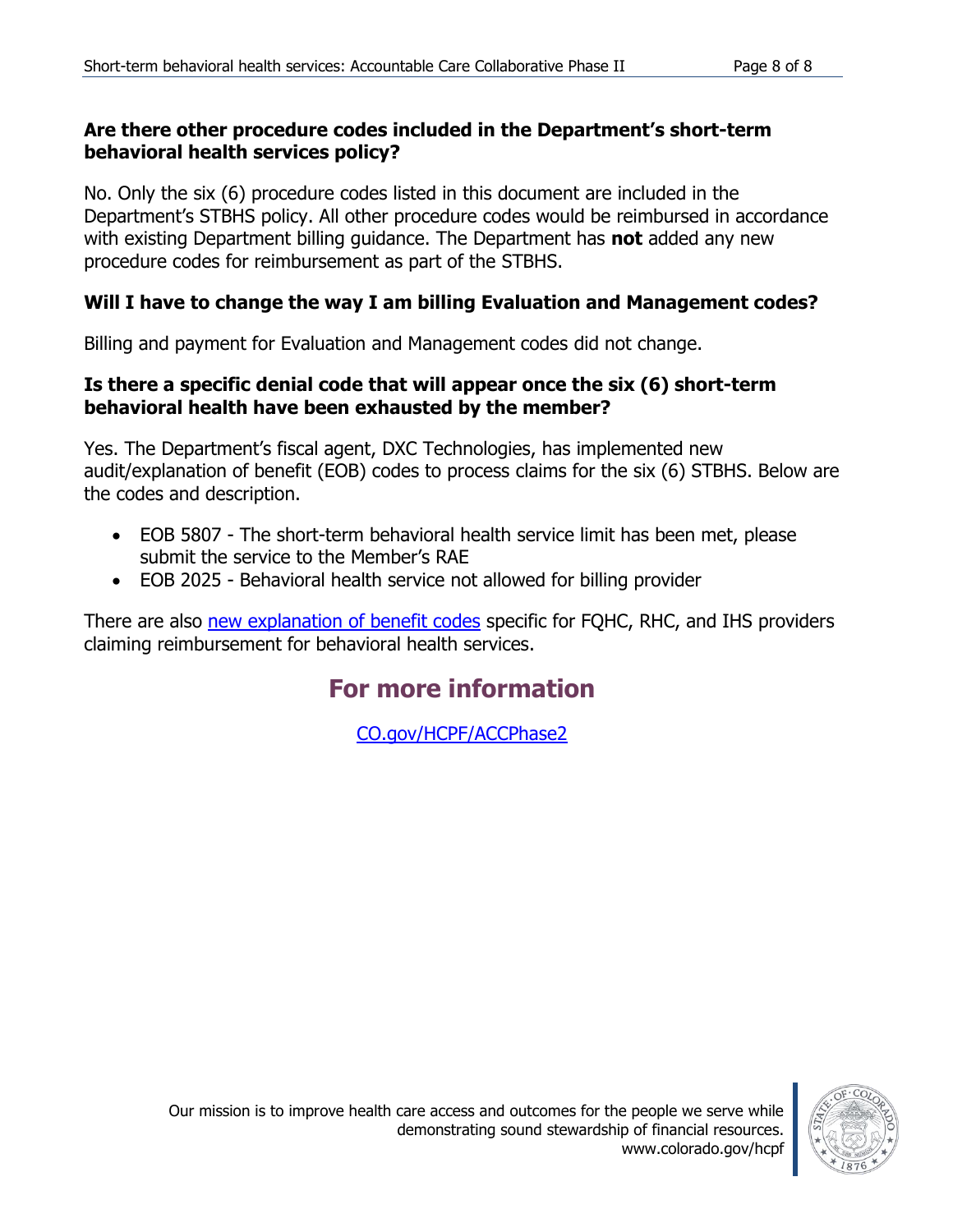### Are there other procedure codes included in the Department's short-term behavioral health services policy?

No. Only the six (6) procedure codes listed in this document are included in the Department's STBHS policy. All other procedure codes would be reimbursed in accordance with existing Department billing guidance. The Department has **not** added any new procedure codes for reimbursement as part of the STBHS.

### Will I have to change the way I am billing Evaluation and Management codes?

Billing and payment for Evaluation and Management codes did not change.

### Is there a specific denial code that will appear once the six (6) short-term behavioral health have been exhausted by the member?

Yes. The Department's fiscal agent, DXC Technologies, has implemented new audit/explanation of benefit (EOB) codes to process claims for the six (6) STBHS. Below are the codes and description.

- EOB 5807 - The short-term behavioral health service limit has been met, please submit the service to the Member's RAE
- EOB 2025 - Behavioral health service not allowed for billing provider

There are also new explanation of benefit codes specific for FQHC, RHC, and IHS providers claiming reimbursement for behavioral health services.

## For more information

CO.gov/HCPF/ACCPhase2

Our mission is to improve health care access and outcomes for the people we serve while demonstrating sound stewardship of financial resources.
www.colorado.gov/hcpf